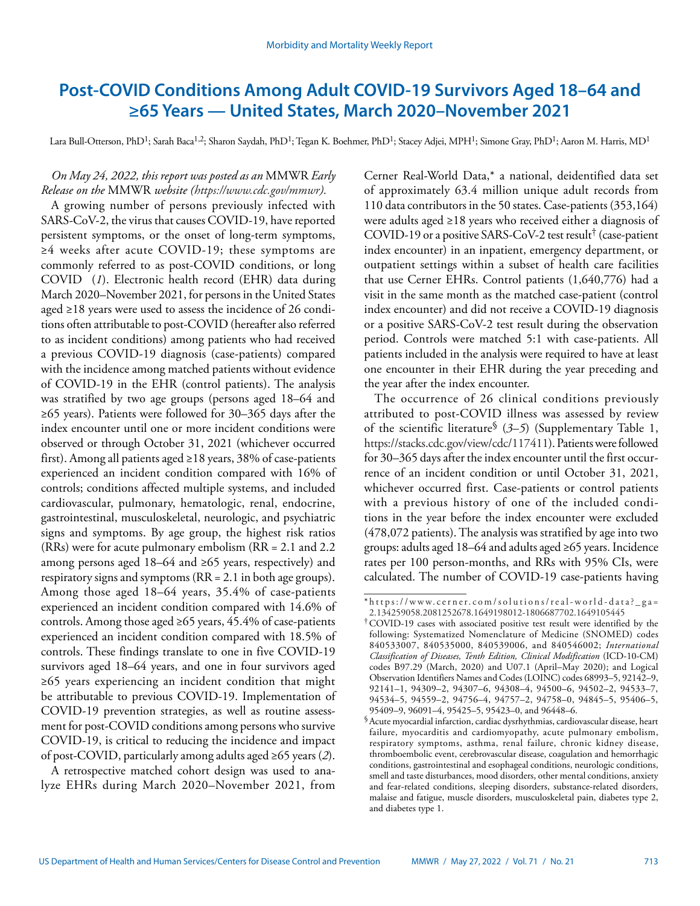# Post-COVID Conditions Among Adult COVID-19 Survivors Aged 18–64 and ≥65 Years — United States, March 2020–November 2021

Lara Bull-Otterson, PhD[1]; Sarah Baca[1,2]; Sharon Saydah, PhD[1]; Tegan K. Boehmer, PhD[1]; Stacey Adjei, MPH[1]; Simone Gray, PhD[1]; Aaron M. Harris, MD[1]

*On May 24, 2022, this report was posted as an* MMWR *Early Release on the* MMWR *website (https://www.cdc.gov/mmwr).*

A growing number of persons previously infected with SARS-CoV-2, the virus that causes COVID-19, have reported persistent symptoms, or the onset of long-term symptoms, ≥4 weeks after acute COVID-19; these symptoms are commonly referred to as post-COVID conditions, or long COVID (*1*). Electronic health record (EHR) data during March 2020–November 2021, for persons in the United States aged ≥18 years were used to assess the incidence of 26 conditions often attributable to post-COVID (hereafter also referred to as incident conditions) among patients who had received a previous COVID-19 diagnosis (case-patients) compared with the incidence among matched patients without evidence of COVID-19 in the EHR (control patients). The analysis was stratified by two age groups (persons aged 18–64 and ≥65 years). Patients were followed for 30–365 days after the index encounter until one or more incident conditions were observed or through October 31, 2021 (whichever occurred first). Among all patients aged ≥18 years, 38% of case-patients experienced an incident condition compared with 16% of controls; conditions affected multiple systems, and included cardiovascular, pulmonary, hematologic, renal, endocrine, gastrointestinal, musculoskeletal, neurologic, and psychiatric signs and symptoms. By age group, the highest risk ratios (RRs) were for acute pulmonary embolism (RR = 2.1 and 2.2 among persons aged 18–64 and ≥65 years, respectively) and respiratory signs and symptoms (RR = 2.1 in both age groups). Among those aged 18–64 years, 35.4% of case-patients experienced an incident condition compared with 14.6% of controls. Among those aged ≥65 years, 45.4% of case-patients experienced an incident condition compared with 18.5% of controls. These findings translate to one in five COVID-19 survivors aged 18–64 years, and one in four survivors aged ≥65 years experiencing an incident condition that might be attributable to previous COVID-19. Implementation of COVID-19 prevention strategies, as well as routine assessment for post-COVID conditions among persons who survive COVID-19, is critical to reducing the incidence and impact of post-COVID, particularly among adults aged ≥65 years (*2*).

A retrospective matched cohort design was used to analyze EHRs during March 2020–November 2021, from Cerner Real-World Data,* a national, deidentified data set of approximately 63.4 million unique adult records from 110 data contributors in the 50 states. Case-patients (353,164) were adults aged ≥18 years who received either a diagnosis of COVID-19 or a positive SARS-CoV-2 test result[†] (case-patient index encounter) in an inpatient, emergency department, or outpatient settings within a subset of health care facilities that use Cerner EHRs. Control patients (1,640,776) had a visit in the same month as the matched case-patient (control index encounter) and did not receive a COVID-19 diagnosis or a positive SARS-CoV-2 test result during the observation period. Controls were matched 5:1 with case-patients. All patients included in the analysis were required to have at least one encounter in their EHR during the year preceding and the year after the index encounter.

The occurrence of 26 clinical conditions previously attributed to post-COVID illness was assessed by review of the scientific literature[§] (*3*–*5*) (Supplementary Table 1, https://stacks.cdc.gov/view/cdc/117411). Patients were followed for 30–365 days after the index encounter until the first occurrence of an incident condition or until October 31, 2021, whichever occurred first. Case-patients or control patients with a previous history of one of the included conditions in the year before the index encounter were excluded (478,072 patients). The analysis was stratified by age into two groups: adults aged 18–64 and adults aged ≥65 years. Incidence rates per 100 person-months, and RRs with 95% CIs, were calculated. The number of COVID-19 case-patients having

---

* https://www.cerner.com/solutions/real-world-data?_ga=2.134259058.2081252678.1649198012-1806687702.1649105445

† COVID-19 cases with associated positive test result were identified by the following: Systematized Nomenclature of Medicine (SNOMED) codes 840533007, 840535000, 840539006, and 840546002; *International Classification of Diseases, Tenth Edition, Clinical Modification* (ICD-10-CM) codes B97.29 (March, 2020) and U07.1 (April–May 2020); and Logical Observation Identifiers Names and Codes (LOINC) codes 68993–5, 92142–9, 92141–1, 94309–2, 94307–6, 94308–4, 94500–6, 94502–2, 94533–7, 94534–5, 94559–2, 94756–4, 94757–2, 94758–0, 94845–5, 95406–5, 95409–9, 96091–4, 95425–5, 95423–0, and 96448–6.

§ Acute myocardial infarction, cardiac dysrhythmias, cardiovascular disease, heart failure, myocarditis and cardiomyopathy, acute pulmonary embolism, respiratory symptoms, asthma, renal failure, chronic kidney disease, thromboembolic event, cerebrovascular disease, coagulation and hemorrhagic conditions, gastrointestinal and esophageal conditions, neurologic conditions, smell and taste disturbances, mood disorders, other mental conditions, anxiety and fear-related conditions, sleeping disorders, substance-related disorders, malaise and fatigue, muscle disorders, musculoskeletal pain, diabetes type 2, and diabetes type 1.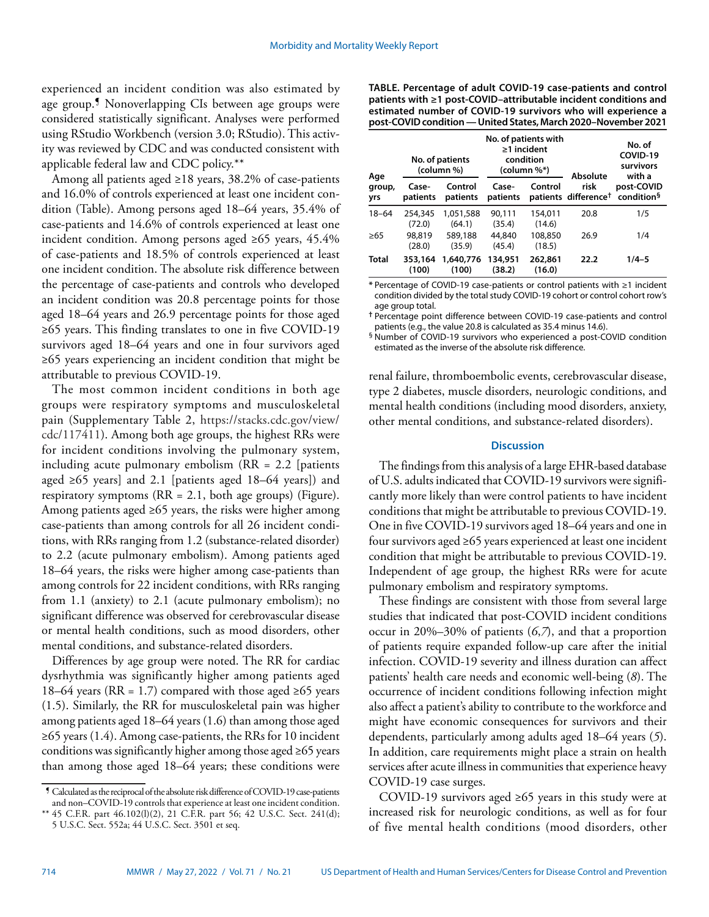experienced an incident condition was also estimated by age group.[¶] Nonoverlapping CIs between age groups were considered statistically significant. Analyses were performed using RStudio Workbench (version 3.0; RStudio). This activity was reviewed by CDC and was conducted consistent with applicable federal law and CDC policy.[**]

Among all patients aged ≥18 years, 38.2% of case-patients and 16.0% of controls experienced at least one incident condition (Table). Among persons aged 18–64 years, 35.4% of case-patients and 14.6% of controls experienced at least one incident condition. Among persons aged ≥65 years, 45.4% of case-patients and 18.5% of controls experienced at least one incident condition. The absolute risk difference between the percentage of case-patients and controls who developed an incident condition was 20.8 percentage points for those aged 18–64 years and 26.9 percentage points for those aged ≥65 years. This finding translates to one in five COVID-19 survivors aged 18–64 years and one in four survivors aged ≥65 years experiencing an incident condition that might be attributable to previous COVID-19.

The most common incident conditions in both age groups were respiratory symptoms and musculoskeletal pain (Supplementary Table 2, https://stacks.cdc.gov/view/cdc/117411). Among both age groups, the highest RRs were for incident conditions involving the pulmonary system, including acute pulmonary embolism (RR = 2.2 [patients aged ≥65 years] and 2.1 [patients aged 18–64 years]) and respiratory symptoms (RR = 2.1, both age groups) (Figure). Among patients aged ≥65 years, the risks were higher among case-patients than among controls for all 26 incident conditions, with RRs ranging from 1.2 (substance-related disorder) to 2.2 (acute pulmonary embolism). Among patients aged 18–64 years, the risks were higher among case-patients than among controls for 22 incident conditions, with RRs ranging from 1.1 (anxiety) to 2.1 (acute pulmonary embolism); no significant difference was observed for cerebrovascular disease or mental health conditions, such as mood disorders, other mental conditions, and substance-related disorders.

Differences by age group were noted. The RR for cardiac dysrhythmia was significantly higher among patients aged 18–64 years (RR = 1.7) compared with those aged ≥65 years (1.5). Similarly, the RR for musculoskeletal pain was higher among patients aged 18–64 years (1.6) than among those aged ≥65 years (1.4). Among case-patients, the RRs for 10 incident conditions was significantly higher among those aged ≥65 years than among those aged 18–64 years; these conditions were renal failure, thromboembolic events, cerebrovascular disease, type 2 diabetes, muscle disorders, neurologic conditions, and mental health conditions (including mood disorders, anxiety, other mental conditions, and substance-related disorders).

**TABLE. Percentage of adult COVID-19 case-patients and control patients with ≥1 post-COVID–attributable incident conditions and estimated number of COVID-19 survivors who will experience a post-COVID condition — United States, March 2020–November 2021**

| Age group, yrs | No. of patients (column %) | | No. of patients with ≥1 incident condition (column %*) | | Absolute risk difference[†] | No. of COVID-19 survivors with a post-COVID condition[§] |
|---|---|---|---|---|---|---|
| | Case-patients | Control patients | Case-patients | Control patients | | |
| 18–64 | 254,345 (72.0) | 1,051,588 (64.1) | 90,111 (35.4) | 154,011 (14.6) | 20.8 | 1/5 |
| ≥65 | 98,819 (28.0) | 589,188 (35.9) | 44,840 (45.4) | 108,850 (18.5) | 26.9 | 1/4 |
| **Total** | **353,164 (100)** | **1,640,776 (100)** | **134,951 (38.2)** | **262,861 (16.0)** | **22.2** | **1/4–5** |

\* Percentage of COVID-19 case-patients or control patients with ≥1 incident condition divided by the total study COVID-19 cohort or control cohort row's age group total.

[†] Percentage point difference between COVID-19 case-patients and control patients (e.g., the value 20.8 is calculated as 35.4 minus 14.6).

[§] Number of COVID-19 survivors who experienced a post-COVID condition estimated as the inverse of the absolute risk difference.

## Discussion

The findings from this analysis of a large EHR-based database of U.S. adults indicated that COVID-19 survivors were significantly more likely than were control patients to have incident conditions that might be attributable to previous COVID-19. One in five COVID-19 survivors aged 18–64 years and one in four survivors aged ≥65 years experienced at least one incident condition that might be attributable to previous COVID-19. Independent of age group, the highest RRs were for acute pulmonary embolism and respiratory symptoms.

These findings are consistent with those from several large studies that indicated that post-COVID incident conditions occur in 20%–30% of patients (*6*,*7*), and that a proportion of patients require expanded follow-up care after the initial infection. COVID-19 severity and illness duration can affect patients' health care needs and economic well-being (*8*). The occurrence of incident conditions following infection might also affect a patient's ability to contribute to the workforce and might have economic consequences for survivors and their dependents, particularly among adults aged 18–64 years (*5*). In addition, care requirements might place a strain on health services after acute illness in communities that experience heavy COVID-19 case surges.

COVID-19 survivors aged ≥65 years in this study were at increased risk for neurologic conditions, as well as for four of five mental health conditions (mood disorders, other

[¶] Calculated as the reciprocal of the absolute risk difference of COVID-19 case-patients and non–COVID-19 controls that experience at least one incident condition.

[**] 45 C.F.R. part 46.102(l)(2), 21 C.F.R. part 56; 42 U.S.C. Sect. 241(d); 5 U.S.C. Sect. 552a; 44 U.S.C. Sect. 3501 et seq.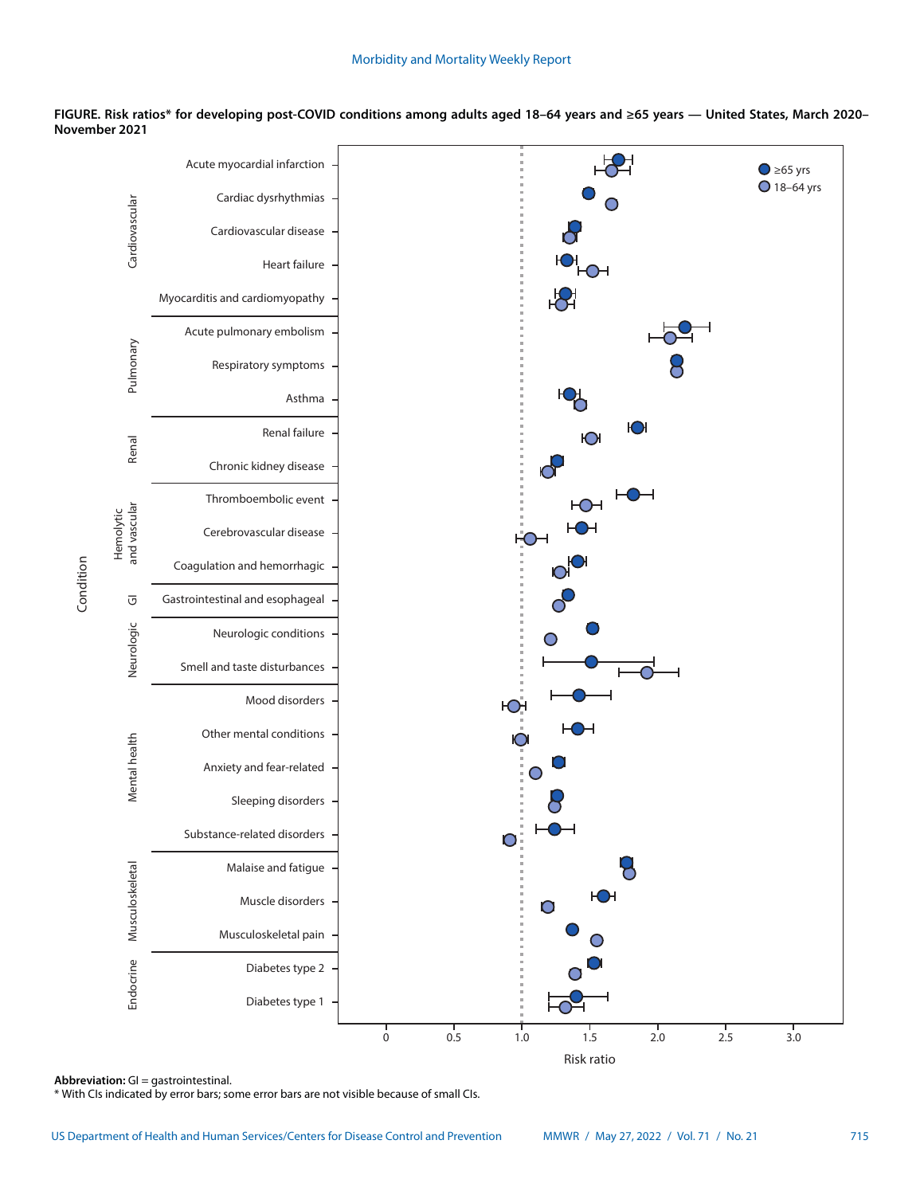**FIGURE. Risk ratios* for developing post-COVID conditions among adults aged 18–64 years and ≥65 years — United States, March 2020–November 2021**

**Abbreviation:** GI = gastrointestinal.

\* With CIs indicated by error bars; some error bars are not visible because of small CIs.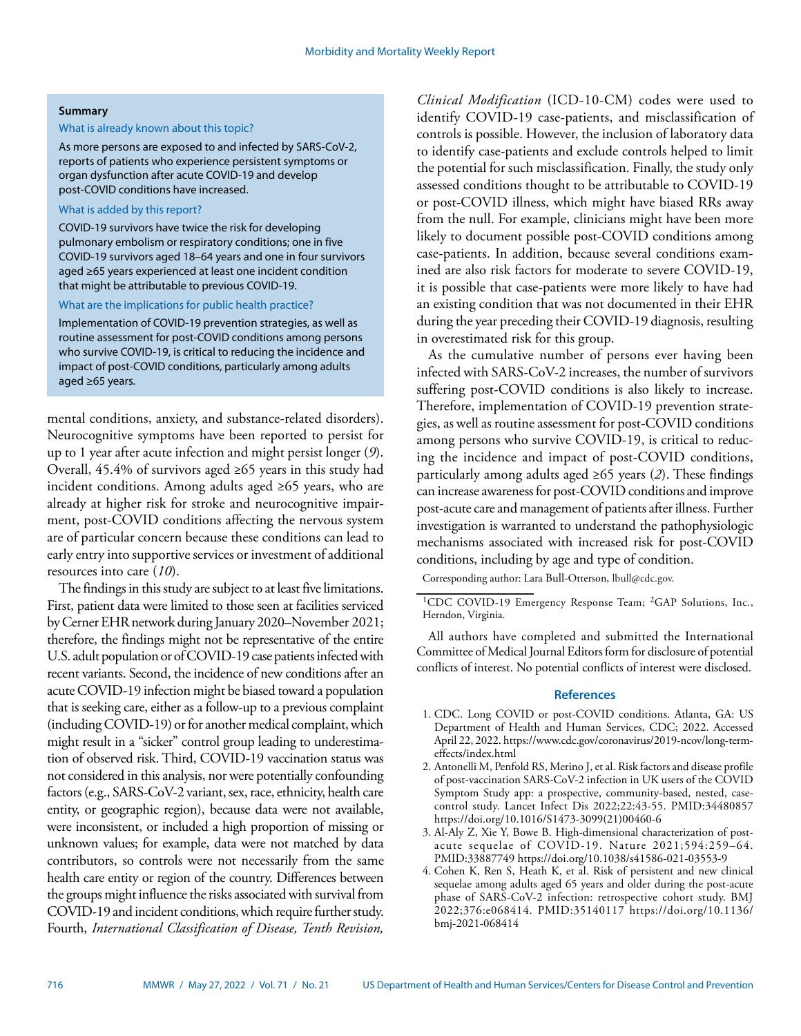**Summary**

What is already known about this topic?

As more persons are exposed to and infected by SARS-CoV-2, reports of patients who experience persistent symptoms or organ dysfunction after acute COVID-19 and develop post-COVID conditions have increased.

What is added by this report?

COVID-19 survivors have twice the risk for developing pulmonary embolism or respiratory conditions; one in five COVID-19 survivors aged 18–64 years and one in four survivors aged ≥65 years experienced at least one incident condition that might be attributable to previous COVID-19.

What are the implications for public health practice?

Implementation of COVID-19 prevention strategies, as well as routine assessment for post-COVID conditions among persons who survive COVID-19, is critical to reducing the incidence and impact of post-COVID conditions, particularly among adults aged ≥65 years.

mental conditions, anxiety, and substance-related disorders). Neurocognitive symptoms have been reported to persist for up to 1 year after acute infection and might persist longer (*9*). Overall, 45.4% of survivors aged ≥65 years in this study had incident conditions. Among adults aged ≥65 years, who are already at higher risk for stroke and neurocognitive impairment, post-COVID conditions affecting the nervous system are of particular concern because these conditions can lead to early entry into supportive services or investment of additional resources into care (*10*).

The findings in this study are subject to at least five limitations. First, patient data were limited to those seen at facilities serviced by Cerner EHR network during January 2020–November 2021; therefore, the findings might not be representative of the entire U.S. adult population or of COVID-19 case patients infected with recent variants. Second, the incidence of new conditions after an acute COVID-19 infection might be biased toward a population that is seeking care, either as a follow-up to a previous complaint (including COVID-19) or for another medical complaint, which might result in a "sicker" control group leading to underestimation of observed risk. Third, COVID-19 vaccination status was not considered in this analysis, nor were potentially confounding factors (e.g., SARS-CoV-2 variant, sex, race, ethnicity, health care entity, or geographic region), because data were not available, were inconsistent, or included a high proportion of missing or unknown values; for example, data were not matched by data contributors, so controls were not necessarily from the same health care entity or region of the country. Differences between the groups might influence the risks associated with survival from COVID-19 and incident conditions, which require further study. Fourth, *International Classification of Disease, Tenth Revision, Clinical Modification* (ICD-10-CM) codes were used to identify COVID-19 case-patients, and misclassification of controls is possible. However, the inclusion of laboratory data to identify case-patients and exclude controls helped to limit the potential for such misclassification. Finally, the study only assessed conditions thought to be attributable to COVID-19 or post-COVID illness, which might have biased RRs away from the null. For example, clinicians might have been more likely to document possible post-COVID conditions among case-patients. In addition, because several conditions examined are also risk factors for moderate to severe COVID-19, it is possible that case-patients were more likely to have had an existing condition that was not documented in their EHR during the year preceding their COVID-19 diagnosis, resulting in overestimated risk for this group.

As the cumulative number of persons ever having been infected with SARS-CoV-2 increases, the number of survivors suffering post-COVID conditions is also likely to increase. Therefore, implementation of COVID-19 prevention strategies, as well as routine assessment for post-COVID conditions among persons who survive COVID-19, is critical to reducing the incidence and impact of post-COVID conditions, particularly among adults aged ≥65 years (*2*). These findings can increase awareness for post-COVID conditions and improve post-acute care and management of patients after illness. Further investigation is warranted to understand the pathophysiologic mechanisms associated with increased risk for post-COVID conditions, including by age and type of condition.

Corresponding author: Lara Bull-Otterson, lbull@cdc.gov.

[1]CDC COVID-19 Emergency Response Team; [2]GAP Solutions, Inc., Herndon, Virginia.

All authors have completed and submitted the International Committee of Medical Journal Editors form for disclosure of potential conflicts of interest. No potential conflicts of interest were disclosed.

## References

1. CDC. Long COVID or post-COVID conditions. Atlanta, GA: US Department of Health and Human Services, CDC; 2022. Accessed April 22, 2022. https://www.cdc.gov/coronavirus/2019-ncov/long-term-effects/index.html
2. Antonelli M, Penfold RS, Merino J, et al. Risk factors and disease profile of post-vaccination SARS-CoV-2 infection in UK users of the COVID Symptom Study app: a prospective, community-based, nested, case-control study. Lancet Infect Dis 2022;22:43–55. PMID:34480857 https://doi.org/10.1016/S1473-3099(21)00460-6
3. Al-Aly Z, Xie Y, Bowe B. High-dimensional characterization of post-acute sequelae of COVID-19. Nature 2021;594:259–64. PMID:33887749 https://doi.org/10.1038/s41586-021-03553-9
4. Cohen K, Ren S, Heath K, et al. Risk of persistent and new clinical sequelae among adults aged 65 years and older during the post-acute phase of SARS-CoV-2 infection: retrospective cohort study. BMJ 2022;376:e068414. PMID:35140117 https://doi.org/10.1136/bmj-2021-068414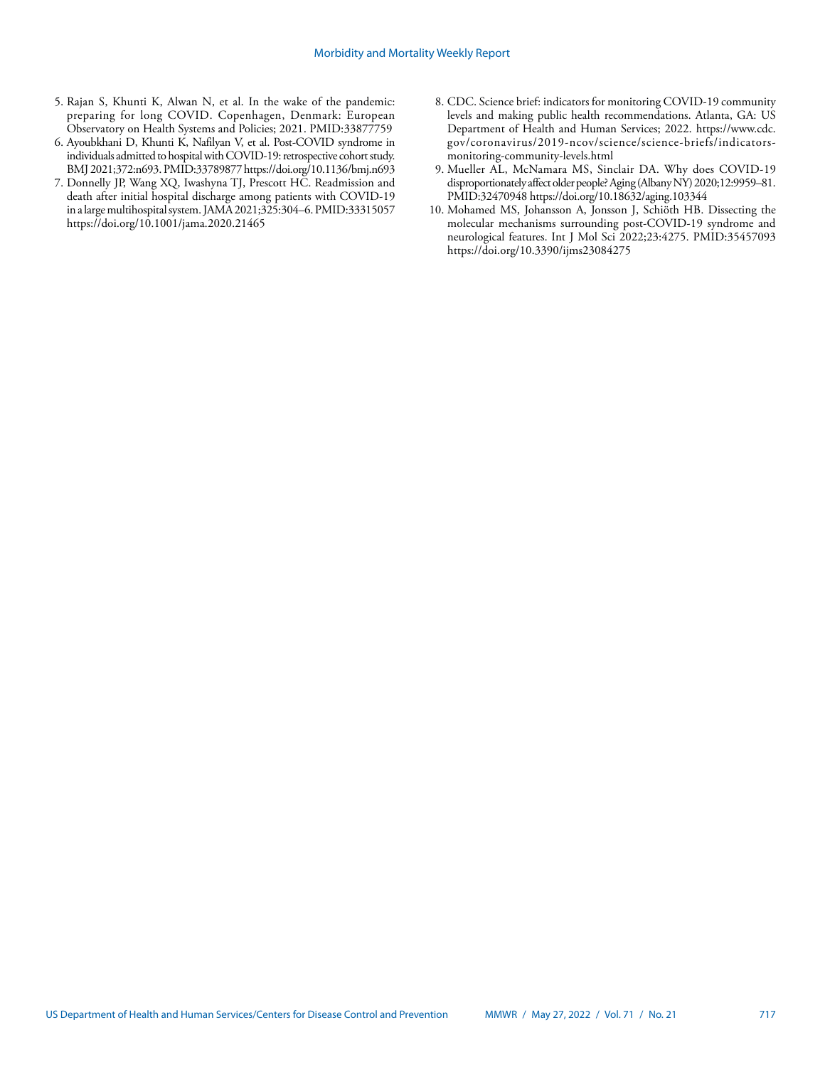5. Rajan S, Khunti K, Alwan N, et al. In the wake of the pandemic: preparing for long COVID. Copenhagen, Denmark: European Observatory on Health Systems and Policies; 2021. PMID:33877759
6. Ayoubkhani D, Khunti K, Nafilyan V, et al. Post-COVID syndrome in individuals admitted to hospital with COVID-19: retrospective cohort study. BMJ 2021;372:n693. PMID:33789877 https://doi.org/10.1136/bmj.n693
7. Donnelly JP, Wang XQ, Iwashyna TJ, Prescott HC. Readmission and death after initial hospital discharge among patients with COVID-19 in a large multihospital system. JAMA 2021;325:304–6. PMID:33315057 https://doi.org/10.1001/jama.2020.21465
8. CDC. Science brief: indicators for monitoring COVID-19 community levels and making public health recommendations. Atlanta, GA: US Department of Health and Human Services; 2022. https://www.cdc.gov/coronavirus/2019-ncov/science/science-briefs/indicators-monitoring-community-levels.html
9. Mueller AL, McNamara MS, Sinclair DA. Why does COVID-19 disproportionately affect older people? Aging (Albany NY) 2020;12:9959–81. PMID:32470948 https://doi.org/10.18632/aging.103344
10. Mohamed MS, Johansson A, Jonsson J, Schiöth HB. Dissecting the molecular mechanisms surrounding post-COVID-19 syndrome and neurological features. Int J Mol Sci 2022;23:4275. PMID:35457093 https://doi.org/10.3390/ijms23084275